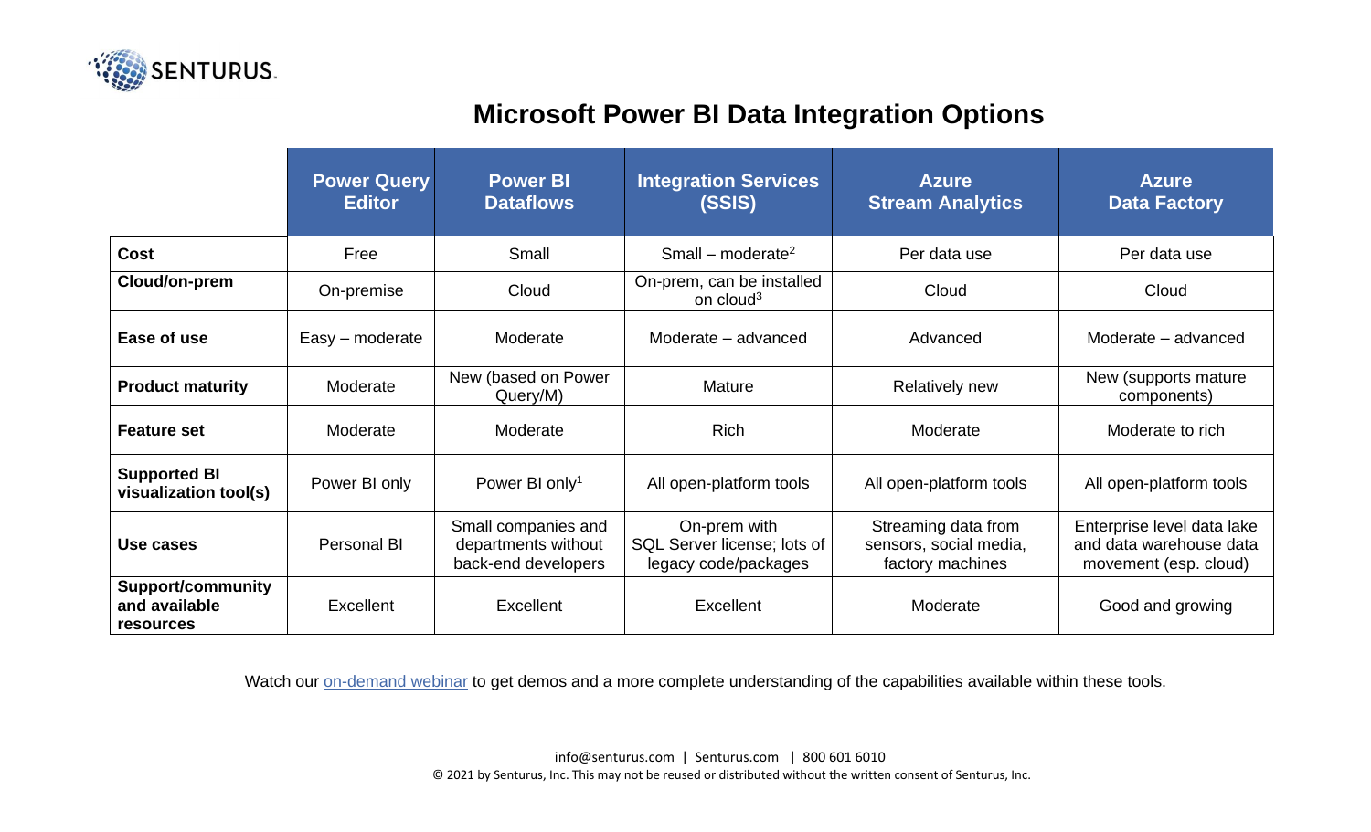# Microsoft Power BI Data Integration Options

| | Power Query Editor | Power BI Dataflows | Integration Services (SSIS) | Azure Stream Analytics | Azure Data Factory |
|---|---|---|---|---|---|
| **Cost** | Free | Small | Small – moderate[2] | Per data use | Per data use |
| **Cloud/on-prem** | On-premise | Cloud | On-prem, can be installed on cloud[3] | Cloud | Cloud |
| **Ease of use** | Easy – moderate | Moderate | Moderate – advanced | Advanced | Moderate – advanced |
| **Product maturity** | Moderate | New (based on Power Query/M) | Mature | Relatively new | New (supports mature components) |
| **Feature set** | Moderate | Moderate | Rich | Moderate | Moderate to rich |
| **Supported BI visualization tool(s)** | Power BI only | Power BI only[1] | All open-platform tools | All open-platform tools | All open-platform tools |
| **Use cases** | Personal BI | Small companies and departments without back-end developers | On-prem with SQL Server license; lots of legacy code/packages | Streaming data from sensors, social media, factory machines | Enterprise level data lake and data warehouse data movement (esp. cloud) |
| **Support/community and available resources** | Excellent | Excellent | Excellent | Moderate | Good and growing |

Watch our [on-demand webinar]() to get demos and a more complete understanding of the capabilities available within these tools.

info@senturus.com | Senturus.com | 800 601 6010

© 2021 by Senturus, Inc. This may not be reused or distributed without the written consent of Senturus, Inc.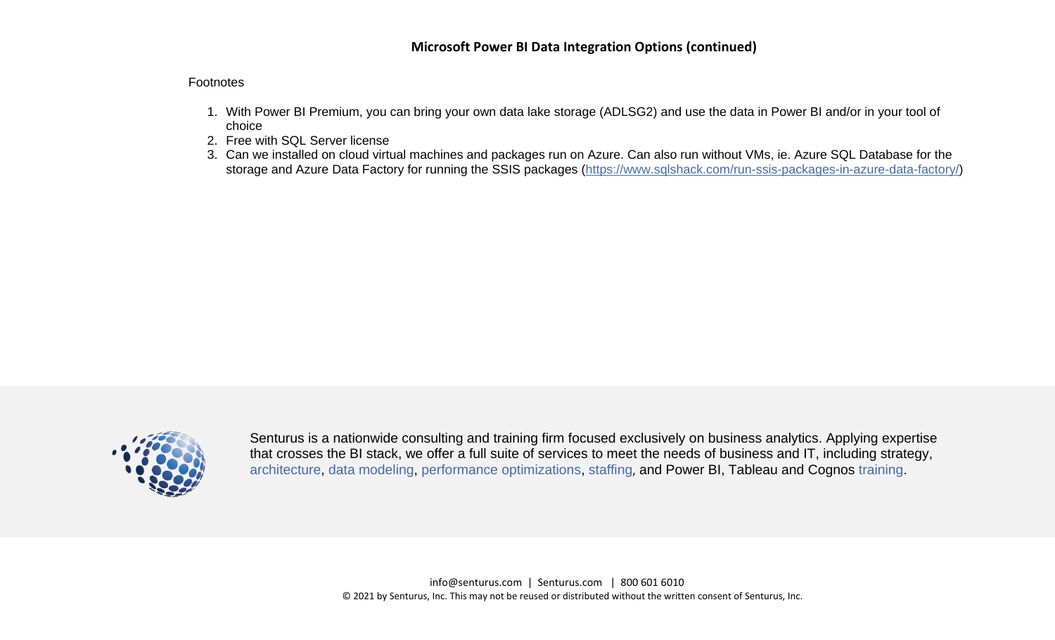## Microsoft Power BI Data Integration Options (continued)

Footnotes

1. With Power BI Premium, you can bring your own data lake storage (ADLSG2) and use the data in Power BI and/or in your tool of choice
2. Free with SQL Server license
3. Can we installed on cloud virtual machines and packages run on Azure. Can also run without VMs, ie. Azure SQL Database for the storage and Azure Data Factory for running the SSIS packages (https://www.sqlshack.com/run-ssis-packages-in-azure-data-factory/)

Senturus is a nationwide consulting and training firm focused exclusively on business analytics. Applying expertise that crosses the BI stack, we offer a full suite of services to meet the needs of business and IT, including strategy, architecture, data modeling, performance optimizations, staffing, and Power BI, Tableau and Cognos training.

info@senturus.com | Senturus.com | 800 601 6010

© 2021 by Senturus, Inc. This may not be reused or distributed without the written consent of Senturus, Inc.